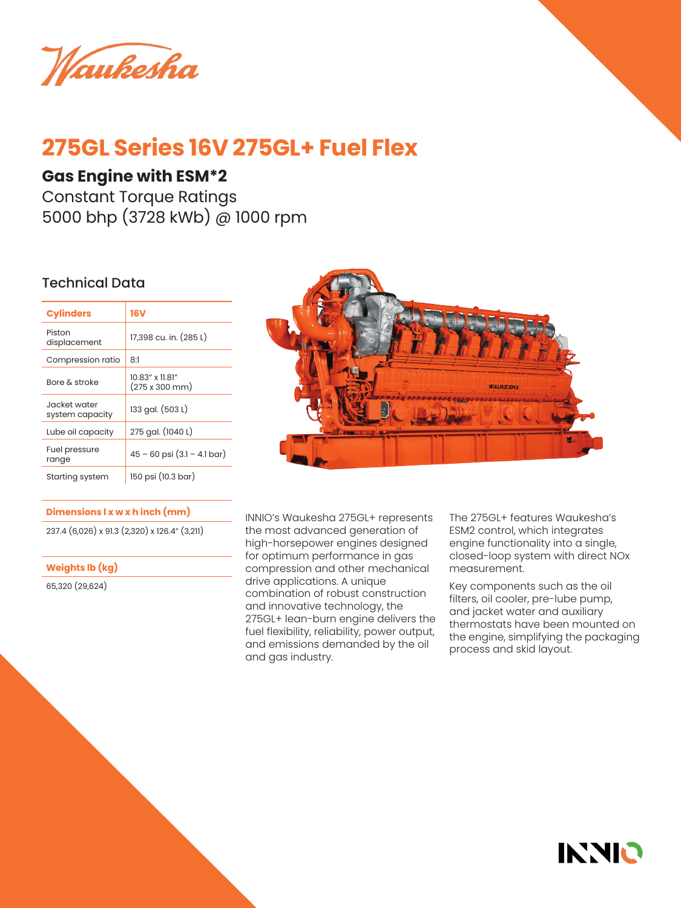# 275GL Series 16V 275GL+ Fuel Flex

## Gas Engine with ESM*2

Constant Torque Ratings
5000 bhp (3728 kWb) @ 1000 rpm

### Technical Data

| Cylinders | 16V |
|---|---|
| Piston displacement | 17,398 cu. in. (285 L) |
| Compression ratio | 8:1 |
| Bore & stroke | 10.83" x 11.81" (275 x 300 mm) |
| Jacket water system capacity | 133 gal. (503 L) |
| Lube oil capacity | 275 gal. (1040 L) |
| Fuel pressure range | 45 – 60 psi (3.1 – 4.1 bar) |
| Starting system | 150 psi (10.3 bar) |

**Dimensions l x w x h inch (mm)**

237.4 (6,026) x 91.3 (2,320) x 126.4" (3,211)

**Weights lb (kg)**

65,320 (29,624)

INNIO's Waukesha 275GL+ represents the most advanced generation of high-horsepower engines designed for optimum performance in gas compression and other mechanical drive applications. A unique combination of robust construction and innovative technology, the 275GL+ lean-burn engine delivers the fuel flexibility, reliability, power output, and emissions demanded by the oil and gas industry.

The 275GL+ features Waukesha's ESM2 control, which integrates engine functionality into a single, closed-loop system with direct NOx measurement.

Key components such as the oil filters, oil cooler, pre-lube pump, and jacket water and auxiliary thermostats have been mounted on the engine, simplifying the packaging process and skid layout.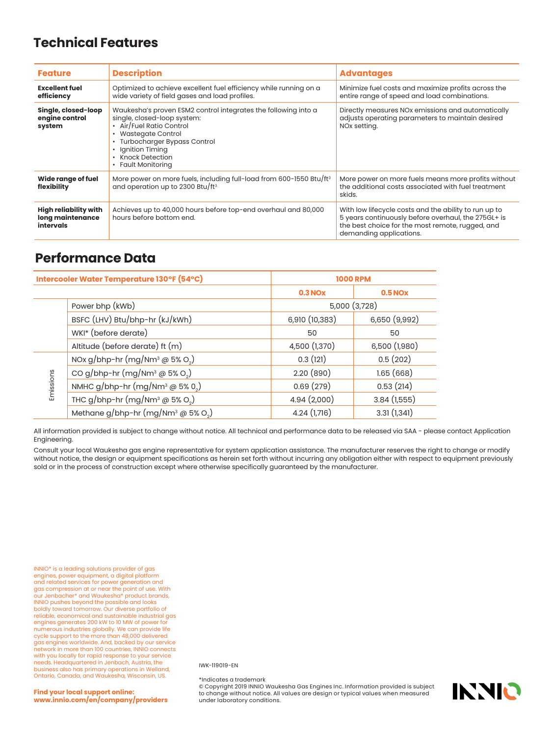## Technical Features

| Feature | Description | Advantages |
|---|---|---|
| **Excellent fuel efficiency** | Optimized to achieve excellent fuel efficiency while running on a wide variety of field gases and load profiles. | Minimize fuel costs and maximize profits across the entire range of speed and load combinations. |
| **Single, closed-loop engine control system** | Waukesha's proven ESM2 control integrates the following into a single, closed-loop system:<br>• Air/Fuel Ratio Control<br>• Wastegate Control<br>• Turbocharger Bypass Control<br>• Ignition Timing<br>• Knock Detection<br>• Fault Monitoring | Directly measures NOx emissions and automatically adjusts operating parameters to maintain desired NOx setting. |
| **Wide range of fuel flexibility** | More power on more fuels, including full-load from 600-1550 Btu/ft³ and operation up to 2300 Btu/ft³ | More power on more fuels means more profits without the additional costs associated with fuel treatment skids. |
| **High reliability with long maintenance intervals** | Achieves up to 40,000 hours before top-end overhaul and 80,000 hours before bottom end. | With low lifecycle costs and the ability to run up to 5 years continuously before overhaul, the 275GL+ is the best choice for the most remote, rugged, and demanding applications. |

## Performance Data

| Intercooler Water Temperature 130°F (54°C) | | 1000 RPM | |
|---|---|---|---|
| | | **0.3 NOx** | **0.5 NOx** |
| | Power bhp (kWb) | 5,000 (3,728) | |
| | BSFC (LHV) Btu/bhp-hr (kJ/kWh) | 6,910 (10,383) | 6,650 (9,992) |
| | WKI* (before derate) | 50 | 50 |
| | Altitude (before derate) ft (m) | 4,500 (1,370) | 6,500 (1,980) |
| Emissions | NOx g/bhp-hr (mg/Nm³ @ 5% $O_2$) | 0.3 (121) | 0.5 (202) |
| Emissions | CO g/bhp-hr (mg/Nm³ @ 5% $O_2$) | 2.20 (890) | 1.65 (668) |
| Emissions | NMHC g/bhp-hr (mg/Nm³ @ 5% $0_2$) | 0.69 (279) | 0.53 (214) |
| Emissions | THC g/bhp-hr (mg/Nm³ @ 5% $O_2$) | 4.94 (2,000) | 3.84 (1,555) |
| Emissions | Methane g/bhp-hr (mg/Nm³ @ 5% $O_2$) | 4.24 (1,716) | 3.31 (1,341) |

All information provided is subject to change without notice. All technical and performance data to be released via SAA - please contact Application Engineering.

Consult your local Waukesha gas engine representative for system application assistance. The manufacturer reserves the right to change or modify without notice, the design or equipment specifications as herein set forth without incurring any obligation either with respect to equipment previously sold or in the process of construction except where otherwise specifically guaranteed by the manufacturer.

INNIO* is a leading solutions provider of gas engines, power equipment, a digital platform and related services for power generation and gas compression at or near the point of use. With our Jenbacher* and Waukesha* product brands, INNIO pushes beyond the possible and looks boldly toward tomorrow. Our diverse portfolio of reliable, economical and sustainable industrial gas engines generates 200 kW to 10 MW of power for numerous industries globally. We can provide life cycle support to the more than 48,000 delivered gas engines worldwide. And, backed by our service network in more than 100 countries, INNIO connects with you locally for rapid response to your service needs. Headquartered in Jenbach, Austria, the business also has primary operations in Welland, Ontario, Canada, and Waukesha, Wisconsin, US.

**Find your local support online:**
**www.innio.com/en/company/providers**

IWK-119019-EN

*Indicates a trademark
© Copyright 2019 INNIO Waukesha Gas Engines Inc. Information provided is subject to change without notice. All values are design or typical values when measured under laboratory conditions.

INNIO